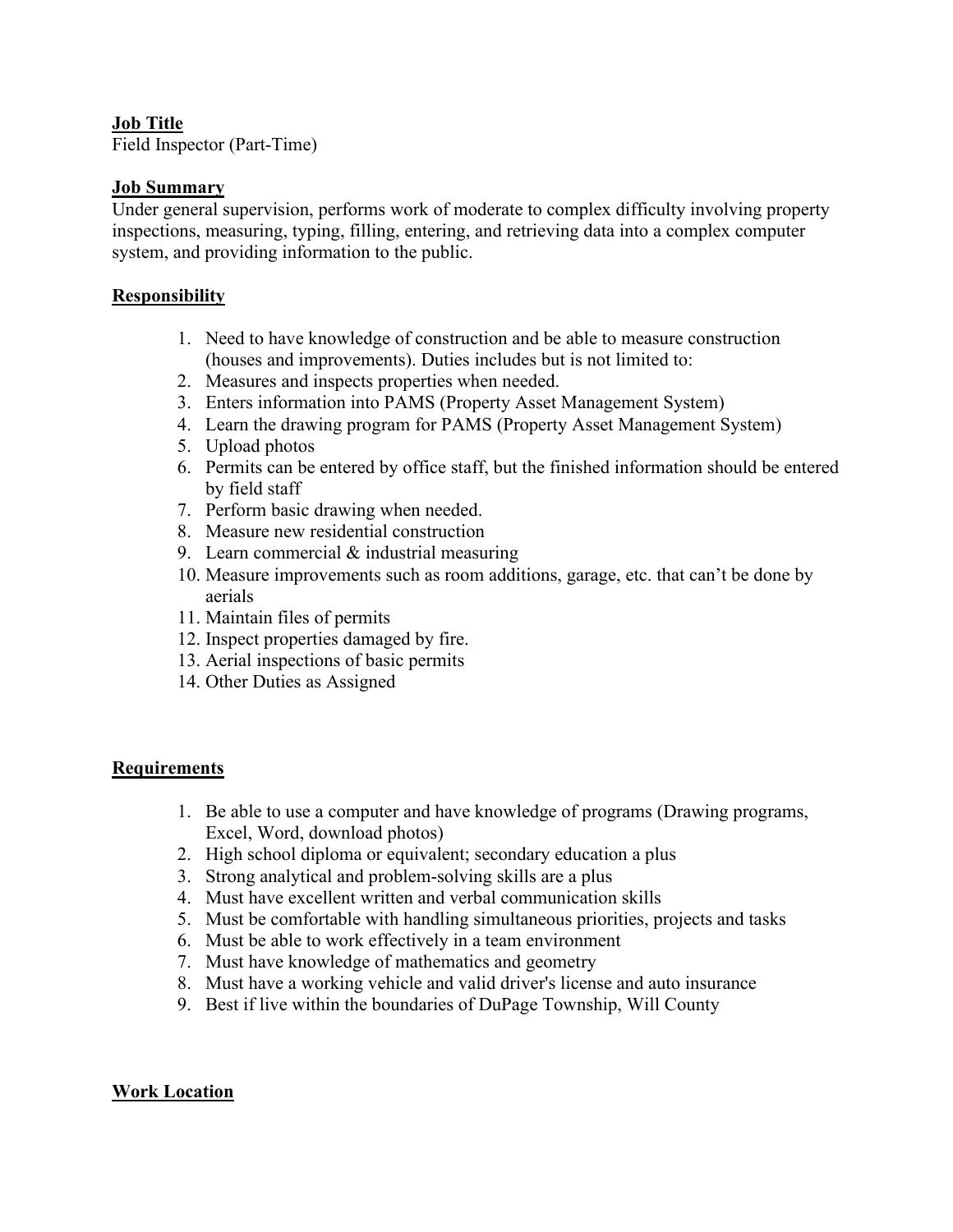## Job Title

Field Inspector (Part-Time)

## Job Summary

Under general supervision, performs work of moderate to complex difficulty involving property inspections, measuring, typing, filling, entering, and retrieving data into a complex computer system, and providing information to the public.

## Responsibility

1. Need to have knowledge of construction and be able to measure construction (houses and improvements). Duties includes but is not limited to:
2. Measures and inspects properties when needed.
3. Enters information into PAMS (Property Asset Management System)
4. Learn the drawing program for PAMS (Property Asset Management System)
5. Upload photos
6. Permits can be entered by office staff, but the finished information should be entered by field staff
7. Perform basic drawing when needed.
8. Measure new residential construction
9. Learn commercial & industrial measuring
10. Measure improvements such as room additions, garage, etc. that can't be done by aerials
11. Maintain files of permits
12. Inspect properties damaged by fire.
13. Aerial inspections of basic permits
14. Other Duties as Assigned

## Requirements

1. Be able to use a computer and have knowledge of programs (Drawing programs, Excel, Word, download photos)
2. High school diploma or equivalent; secondary education a plus
3. Strong analytical and problem-solving skills are a plus
4. Must have excellent written and verbal communication skills
5. Must be comfortable with handling simultaneous priorities, projects and tasks
6. Must be able to work effectively in a team environment
7. Must have knowledge of mathematics and geometry
8. Must have a working vehicle and valid driver's license and auto insurance
9. Best if live within the boundaries of DuPage Township, Will County

## Work Location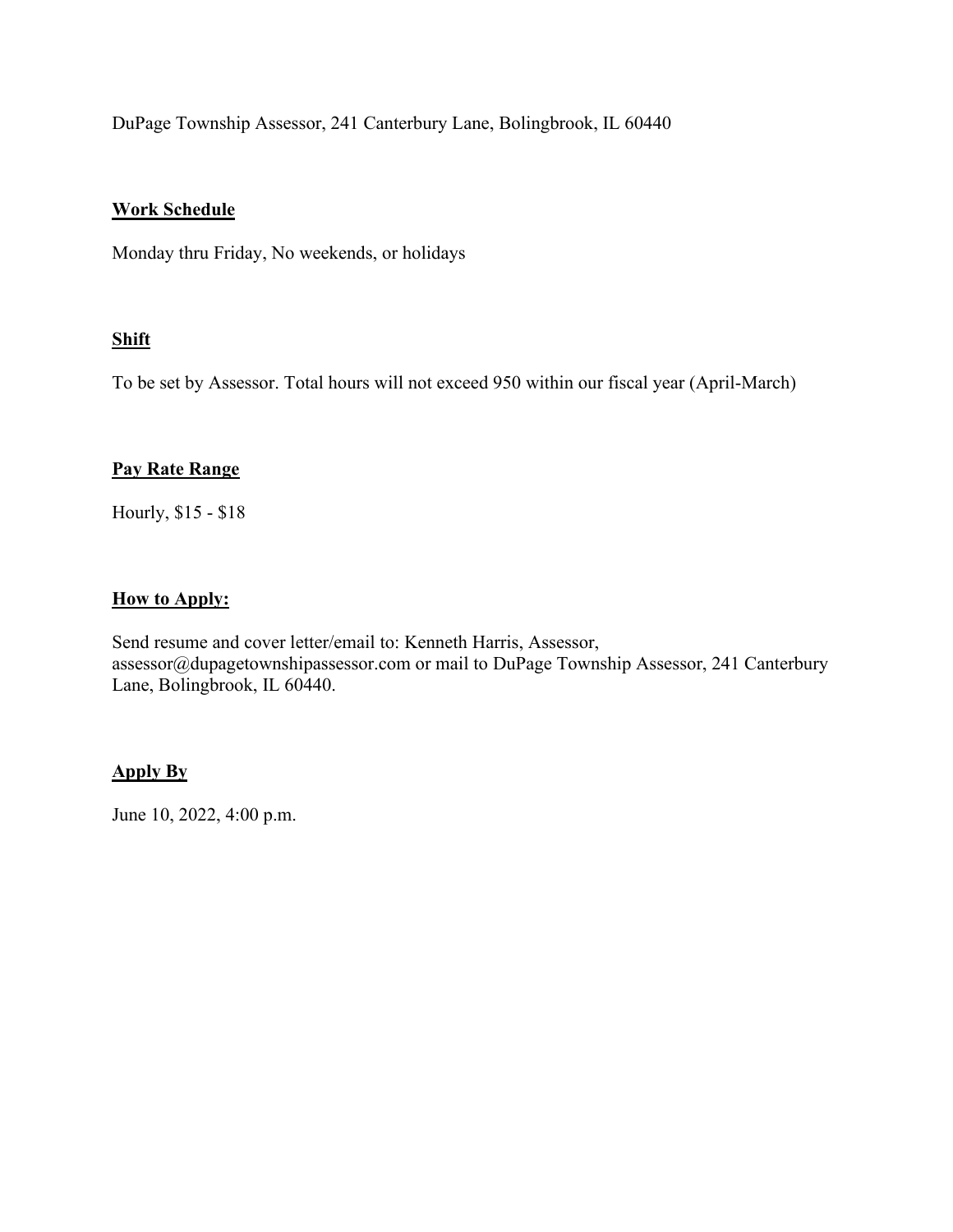DuPage Township Assessor, 241 Canterbury Lane, Bolingbrook, IL 60440

## Work Schedule

Monday thru Friday, No weekends, or holidays

## Shift

To be set by Assessor. Total hours will not exceed 950 within our fiscal year (April-March)

## Pay Rate Range

Hourly, $15 - $18

## How to Apply:

Send resume and cover letter/email to: Kenneth Harris, Assessor, assessor@dupagetownshipassessor.com or mail to DuPage Township Assessor, 241 Canterbury Lane, Bolingbrook, IL 60440.

## Apply By

June 10, 2022, 4:00 p.m.